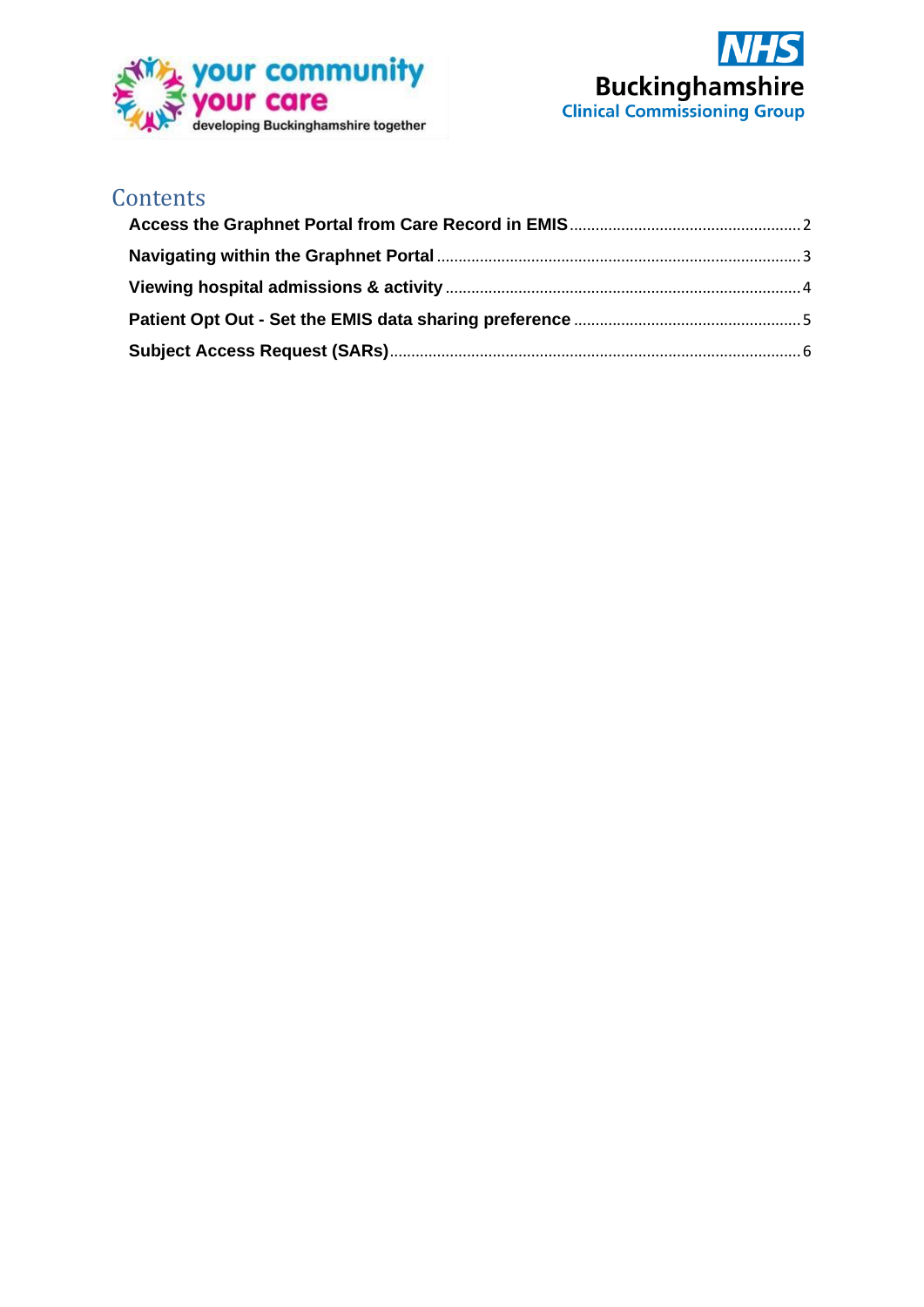# Contents

- **Access the Graphnet Portal from Care Record in EMIS** ........ 2
- **Navigating within the Graphnet Portal** ........ 3
- **Viewing hospital admissions & activity** ........ 4
- **Patient Opt Out - Set the EMIS data sharing preference** ........ 5
- **Subject Access Request (SARs)** ........ 6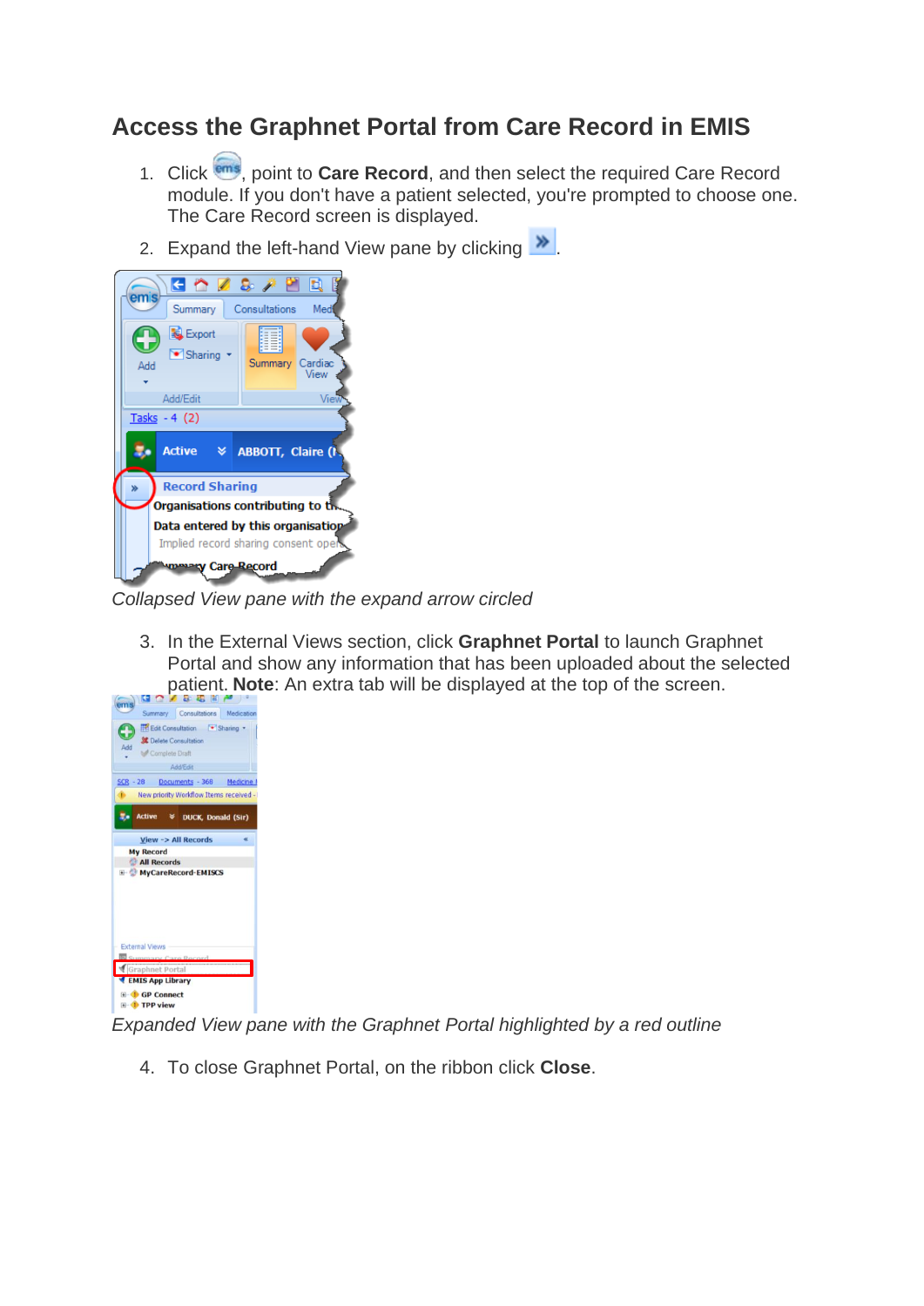## Access the Graphnet Portal from Care Record in EMIS

1. Click , point to **Care Record**, and then select the required Care Record module. If you don't have a patient selected, you're prompted to choose one. The Care Record screen is displayed.
2. Expand the left-hand View pane by clicking .

*Collapsed View pane with the expand arrow circled*

3. In the External Views section, click **Graphnet Portal** to launch Graphnet Portal and show any information that has been uploaded about the selected patient. **Note**: An extra tab will be displayed at the top of the screen.

*Expanded View pane with the Graphnet Portal highlighted by a red outline*

4. To close Graphnet Portal, on the ribbon click **Close**.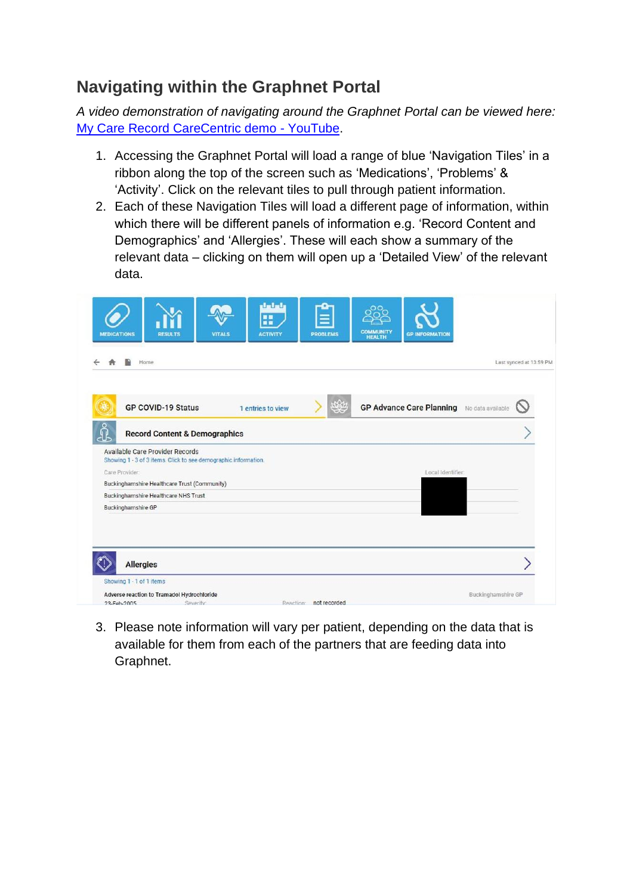## Navigating within the Graphnet Portal

*A video demonstration of navigating around the Graphnet Portal can be viewed here:* [My Care Record CareCentric demo - YouTube](My Care Record CareCentric demo - YouTube).

1. Accessing the Graphnet Portal will load a range of blue 'Navigation Tiles' in a ribbon along the top of the screen such as 'Medications', 'Problems' & 'Activity'. Click on the relevant tiles to pull through patient information.
2. Each of these Navigation Tiles will load a different page of information, within which there will be different panels of information e.g. 'Record Content and Demographics' and 'Allergies'. These will each show a summary of the relevant data – clicking on them will open up a 'Detailed View' of the relevant data.

3. Please note information will vary per patient, depending on the data that is available for them from each of the partners that are feeding data into Graphnet.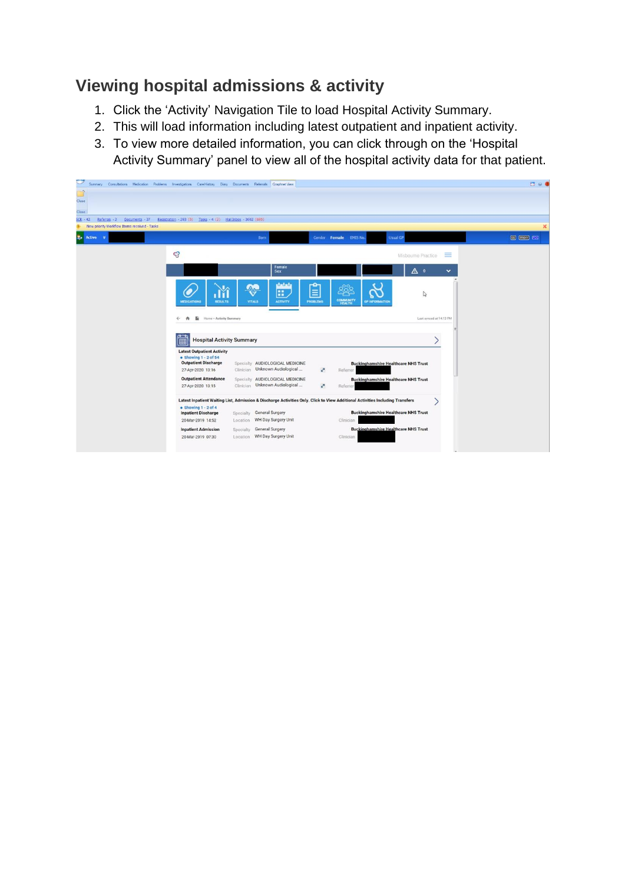## Viewing hospital admissions & activity

1. Click the 'Activity' Navigation Tile to load Hospital Activity Summary.
2. This will load information including latest outpatient and inpatient activity.
3. To view more detailed information, you can click through on the 'Hospital Activity Summary' panel to view all of the hospital activity data for that patient.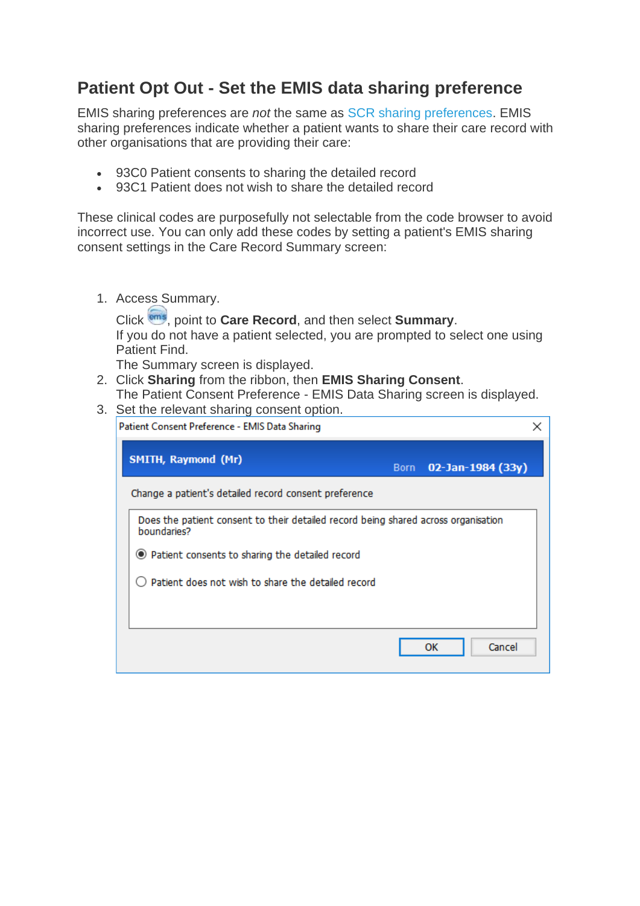## Patient Opt Out - Set the EMIS data sharing preference

EMIS sharing preferences are *not* the same as SCR sharing preferences. EMIS sharing preferences indicate whether a patient wants to share their care record with other organisations that are providing their care:

- 93C0 Patient consents to sharing the detailed record
- 93C1 Patient does not wish to share the detailed record

These clinical codes are purposefully not selectable from the code browser to avoid incorrect use. You can only add these codes by setting a patient's EMIS sharing consent settings in the Care Record Summary screen:

1. Access Summary.
   Click , point to **Care Record**, and then select **Summary**.
   If you do not have a patient selected, you are prompted to select one using Patient Find.
   The Summary screen is displayed.
2. Click **Sharing** from the ribbon, then **EMIS Sharing Consent**.
   The Patient Consent Preference - EMIS Data Sharing screen is displayed.
3. Set the relevant sharing consent option.

Patient Consent Preference - EMIS Data Sharing

SMITH, Raymond (Mr) Born 02-Jan-1984 (33y)

Change a patient's detailed record consent preference

Does the patient consent to their detailed record being shared across organisation boundaries?

- (●) Patient consents to sharing the detailed record
- ( ) Patient does not wish to share the detailed record

OK Cancel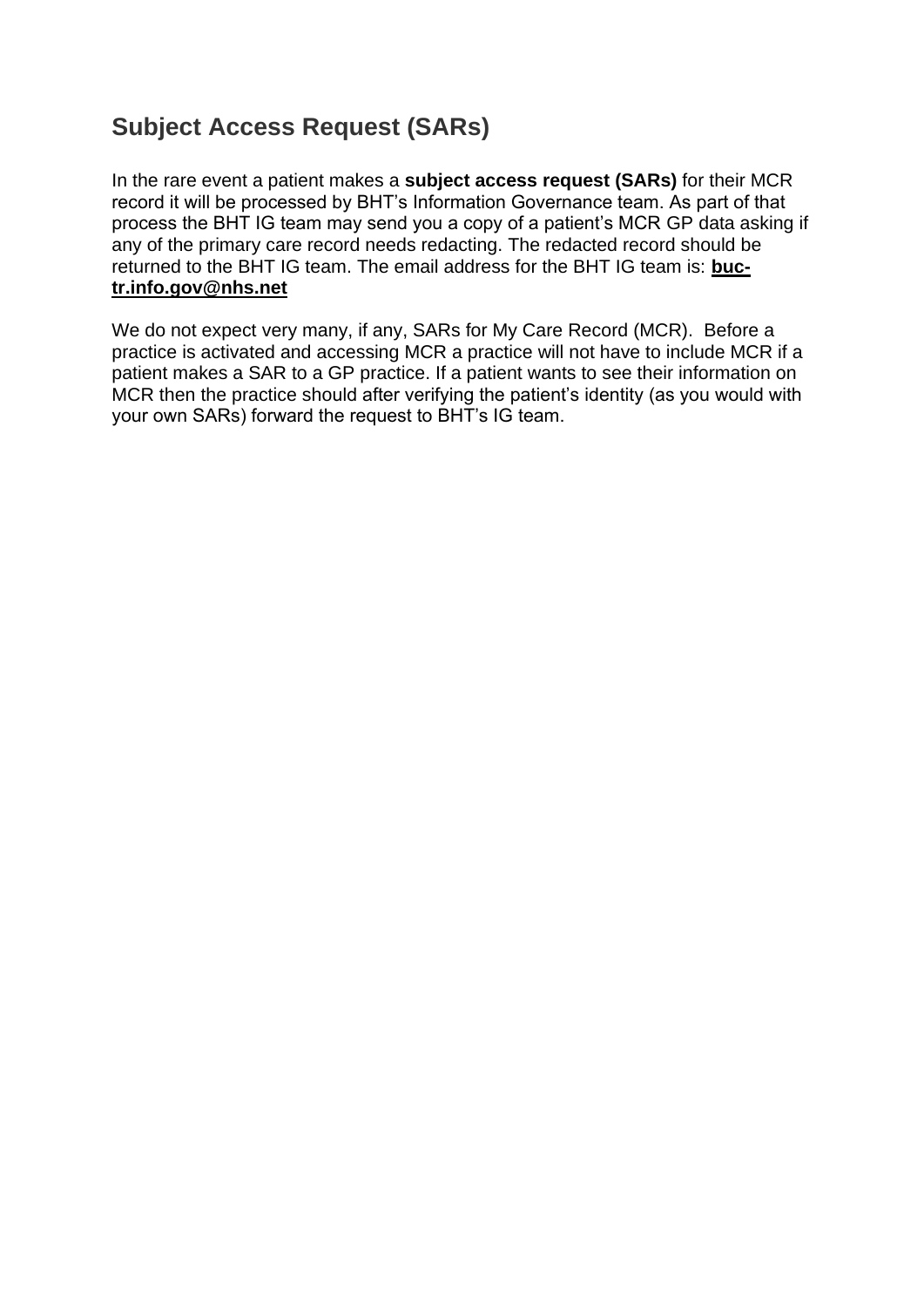## Subject Access Request (SARs)

In the rare event a patient makes a **subject access request (SARs)** for their MCR record it will be processed by BHT's Information Governance team. As part of that process the BHT IG team may send you a copy of a patient's MCR GP data asking if any of the primary care record needs redacting. The redacted record should be returned to the BHT IG team. The email address for the BHT IG team is: **buc-tr.info.gov@nhs.net**

We do not expect very many, if any, SARs for My Care Record (MCR). Before a practice is activated and accessing MCR a practice will not have to include MCR if a patient makes a SAR to a GP practice. If a patient wants to see their information on MCR then the practice should after verifying the patient's identity (as you would with your own SARs) forward the request to BHT's IG team.